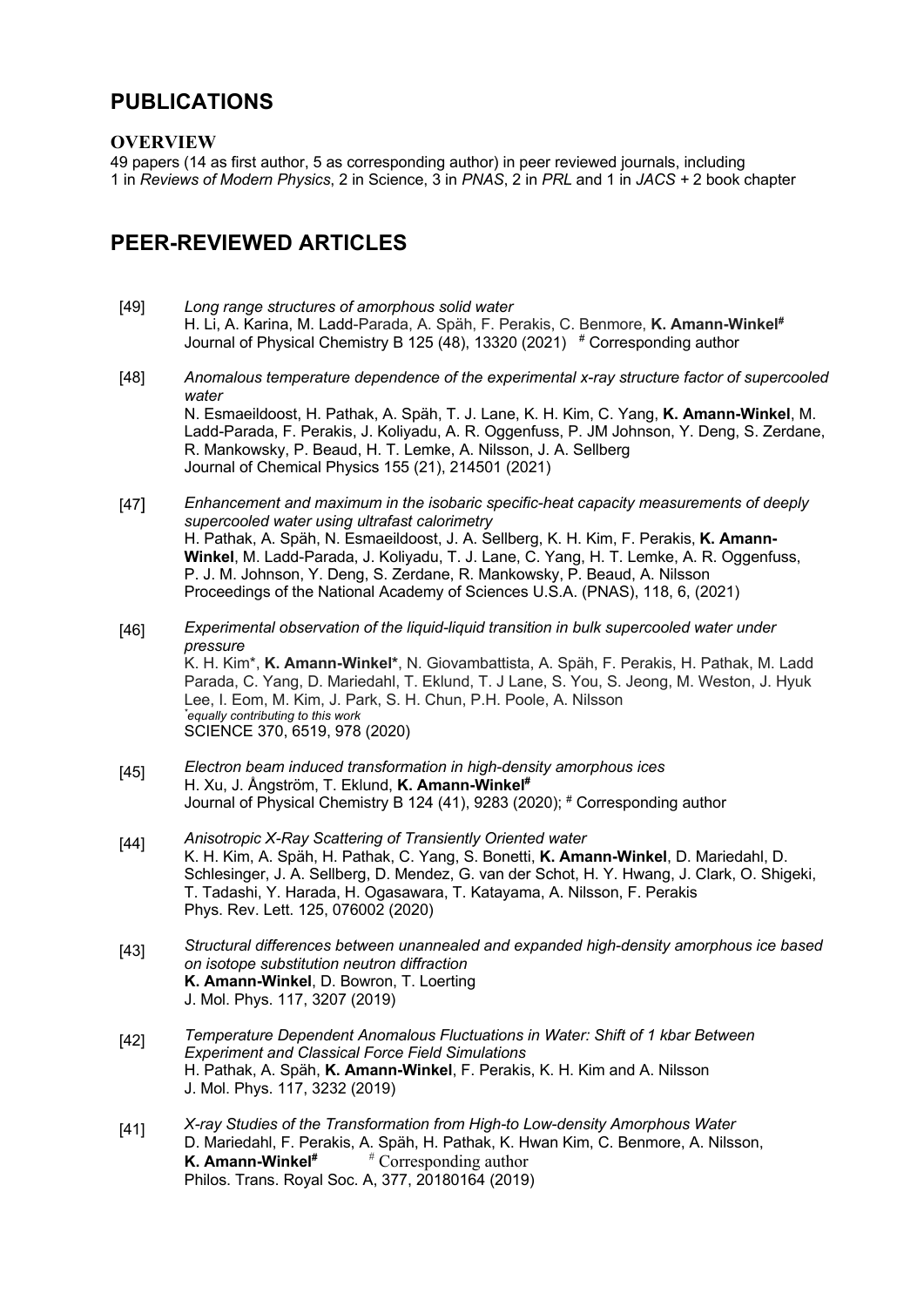# PUBLICATIONS

## OVERVIEW

49 papers (14 as first author, 5 as corresponding author) in peer reviewed journals, including 1 in *Reviews of Modern Physics*, 2 in Science, 3 in *PNAS*, 2 in *PRL* and 1 in *JACS* + 2 book chapter

# PEER-REVIEWED ARTICLES

[49] *Long range structures of amorphous solid water*
H. Li, A. Karina, M. Ladd-Parada, A. Späh, F. Perakis, C. Benmore, **K. Amann-Winkel#**
Journal of Physical Chemistry B 125 (48), 13320 (2021) # Corresponding author

[48] *Anomalous temperature dependence of the experimental x-ray structure factor of supercooled water*
N. Esmaeildoost, H. Pathak, A. Späh, T. J. Lane, K. H. Kim, C. Yang, **K. Amann-Winkel**, M. Ladd-Parada, F. Perakis, J. Koliyadu, A. R. Oggenfuss, P. JM Johnson, Y. Deng, S. Zerdane, R. Mankowsky, P. Beaud, H. T. Lemke, A. Nilsson, J. A. Sellberg
Journal of Chemical Physics 155 (21), 214501 (2021)

[47] *Enhancement and maximum in the isobaric specific-heat capacity measurements of deeply supercooled water using ultrafast calorimetry*
H. Pathak, A. Späh, N. Esmaeildoost, J. A. Sellberg, K. H. Kim, F. Perakis, **K. Amann-Winkel**, M. Ladd-Parada, J. Koliyadu, T. J. Lane, C. Yang, H. T. Lemke, A. R. Oggenfuss, P. J. M. Johnson, Y. Deng, S. Zerdane, R. Mankowsky, P. Beaud, A. Nilsson
Proceedings of the National Academy of Sciences U.S.A. (PNAS), 118, 6, (2021)

[46] *Experimental observation of the liquid-liquid transition in bulk supercooled water under pressure*
K. H. Kim*, **K. Amann-Winkel***, N. Giovambattista, A. Späh, F. Perakis, H. Pathak, M. Ladd Parada, C. Yang, D. Mariedahl, T. Eklund, T. J Lane, S. You, S. Jeong, M. Weston, J. Hyuk Lee, I. Eom, M. Kim, J. Park, S. H. Chun, P.H. Poole, A. Nilsson
*equally contributing to this work*
SCIENCE 370, 6519, 978 (2020)

[45] *Electron beam induced transformation in high-density amorphous ices*
H. Xu, J. Ångström, T. Eklund, **K. Amann-Winkel#**
Journal of Physical Chemistry B 124 (41), 9283 (2020); # Corresponding author

[44] *Anisotropic X-Ray Scattering of Transiently Oriented water*
K. H. Kim, A. Späh, H. Pathak, C. Yang, S. Bonetti, **K. Amann-Winkel**, D. Mariedahl, D. Schlesinger, J. A. Sellberg, D. Mendez, G. van der Schot, H. Y. Hwang, J. Clark, O. Shigeki, T. Tadashi, Y. Harada, H. Ogasawara, T. Katayama, A. Nilsson, F. Perakis
Phys. Rev. Lett. 125, 076002 (2020)

[43] *Structural differences between unannealed and expanded high-density amorphous ice based on isotope substitution neutron diffraction*
**K. Amann-Winkel**, D. Bowron, T. Loerting
J. Mol. Phys. 117, 3207 (2019)

[42] *Temperature Dependent Anomalous Fluctuations in Water: Shift of 1 kbar Between Experiment and Classical Force Field Simulations*
H. Pathak, A. Späh, **K. Amann-Winkel**, F. Perakis, K. H. Kim and A. Nilsson
J. Mol. Phys. 117, 3232 (2019)

[41] *X-ray Studies of the Transformation from High-to Low-density Amorphous Water*
D. Mariedahl, F. Perakis, A. Späh, H. Pathak, K. Hwan Kim, C. Benmore, A. Nilsson, **K. Amann-Winkel#** # Corresponding author
Philos. Trans. Royal Soc. A, 377, 20180164 (2019)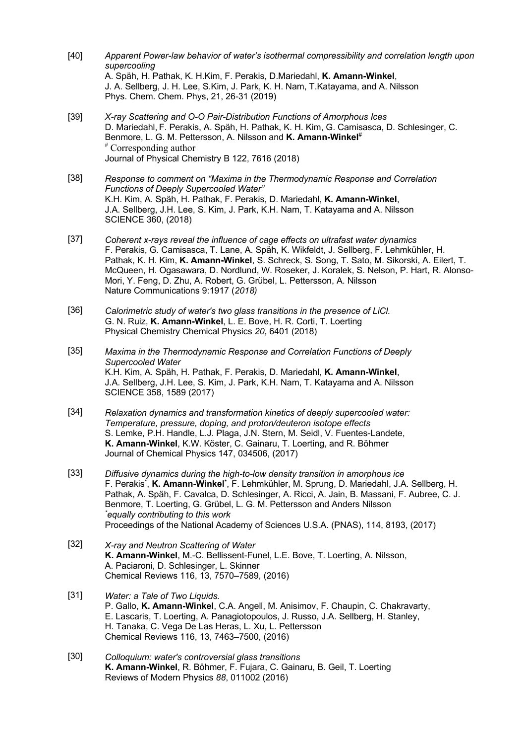[40] *Apparent Power-law behavior of water's isothermal compressibility and correlation length upon supercooling*
A. Späh, H. Pathak, K. H.Kim, F. Perakis, D.Mariedahl, **K. Amann-Winkel**, J. A. Sellberg, J. H. Lee, S.Kim, J. Park, K. H. Nam, T.Katayama, and A. Nilsson
Phys. Chem. Chem. Phys, 21, 26-31 (2019)

[39] *X-ray Scattering and O-O Pair-Distribution Functions of Amorphous Ices*
D. Mariedahl, F. Perakis, A. Späh, H. Pathak, K. H. Kim, G. Camisasca, D. Schlesinger, C. Benmore, L. G. M. Pettersson, A. Nilsson and **K. Amann-Winkel**[#]
[#] Corresponding author
Journal of Physical Chemistry B 122, 7616 (2018)

[38] *Response to comment on "Maxima in the Thermodynamic Response and Correlation Functions of Deeply Supercooled Water"*
K.H. Kim, A. Späh, H. Pathak, F. Perakis, D. Mariedahl, **K. Amann-Winkel**, J.A. Sellberg, J.H. Lee, S. Kim, J. Park, K.H. Nam, T. Katayama and A. Nilsson
SCIENCE 360, (2018)

[37] *Coherent x-rays reveal the influence of cage effects on ultrafast water dynamics*
F. Perakis, G. Camisasca, T. Lane, A. Späh, K. Wikfeldt, J. Sellberg, F. Lehmkühler, H. Pathak, K. H. Kim, **K. Amann-Winkel**, S. Schreck, S. Song, T. Sato, M. Sikorski, A. Eilert, T. McQueen, H. Ogasawara, D. Nordlund, W. Roseker, J. Koralek, S. Nelson, P. Hart, R. Alonso-Mori, Y. Feng, D. Zhu, A. Robert, G. Grübel, L. Pettersson, A. Nilsson
Nature Communications 9:1917 (*2018)*

[36] *Calorimetric study of water's two glass transitions in the presence of LiCl.*
G. N. Ruiz, **K. Amann-Winkel**, L. E. Bove, H. R. Corti, T. Loerting
Physical Chemistry Chemical Physics *20*, 6401 (2018)

[35] *Maxima in the Thermodynamic Response and Correlation Functions of Deeply Supercooled Water*
K.H. Kim, A. Späh, H. Pathak, F. Perakis, D. Mariedahl, **K. Amann-Winkel**, J.A. Sellberg, J.H. Lee, S. Kim, J. Park, K.H. Nam, T. Katayama and A. Nilsson
SCIENCE 358, 1589 (2017)

[34] *Relaxation dynamics and transformation kinetics of deeply supercooled water: Temperature, pressure, doping, and proton/deuteron isotope effects*
S. Lemke, P.H. Handle, L.J. Plaga, J.N. Stern, M. Seidl, V. Fuentes-Landete, **K. Amann-Winkel**, K.W. Köster, C. Gainaru, T. Loerting, and R. Böhmer
Journal of Chemical Physics 147, 034506, (2017)

[33] *Diffusive dynamics during the high-to-low density transition in amorphous ice*
F. Perakis[*], **K. Amann-Winkel**[*], F. Lehmkühler, M. Sprung, D. Mariedahl, J.A. Sellberg, H. Pathak, A. Späh, F. Cavalca, D. Schlesinger, A. Ricci, A. Jain, B. Massani, F. Aubree, C. J. Benmore, T. Loerting, G. Grübel, L. G. M. Pettersson and Anders Nilsson
[*]*equally contributing to this work*
Proceedings of the National Academy of Sciences U.S.A. (PNAS), 114, 8193, (2017)

[32] *X-ray and Neutron Scattering of Water*
**K. Amann-Winkel**, M.-C. Bellissent-Funel, L.E. Bove, T. Loerting, A. Nilsson, A. Paciaroni, D. Schlesinger, L. Skinner
Chemical Reviews 116, 13, 7570–7589, (2016)

[31] *Water: a Tale of Two Liquids.*
P. Gallo, **K. Amann-Winkel**, C.A. Angell, M. Anisimov, F. Chaupin, C. Chakravarty, E. Lascaris, T. Loerting, A. Panagiotopoulos, J. Russo, J.A. Sellberg, H. Stanley, H. Tanaka, C. Vega De Las Heras, L. Xu, L. Pettersson
Chemical Reviews 116, 13, 7463–7500, (2016)

[30] *Colloquium: water's controversial glass transitions*
**K. Amann-Winkel**, R. Böhmer, F. Fujara, C. Gainaru, B. Geil, T. Loerting
Reviews of Modern Physics *88*, 011002 (2016)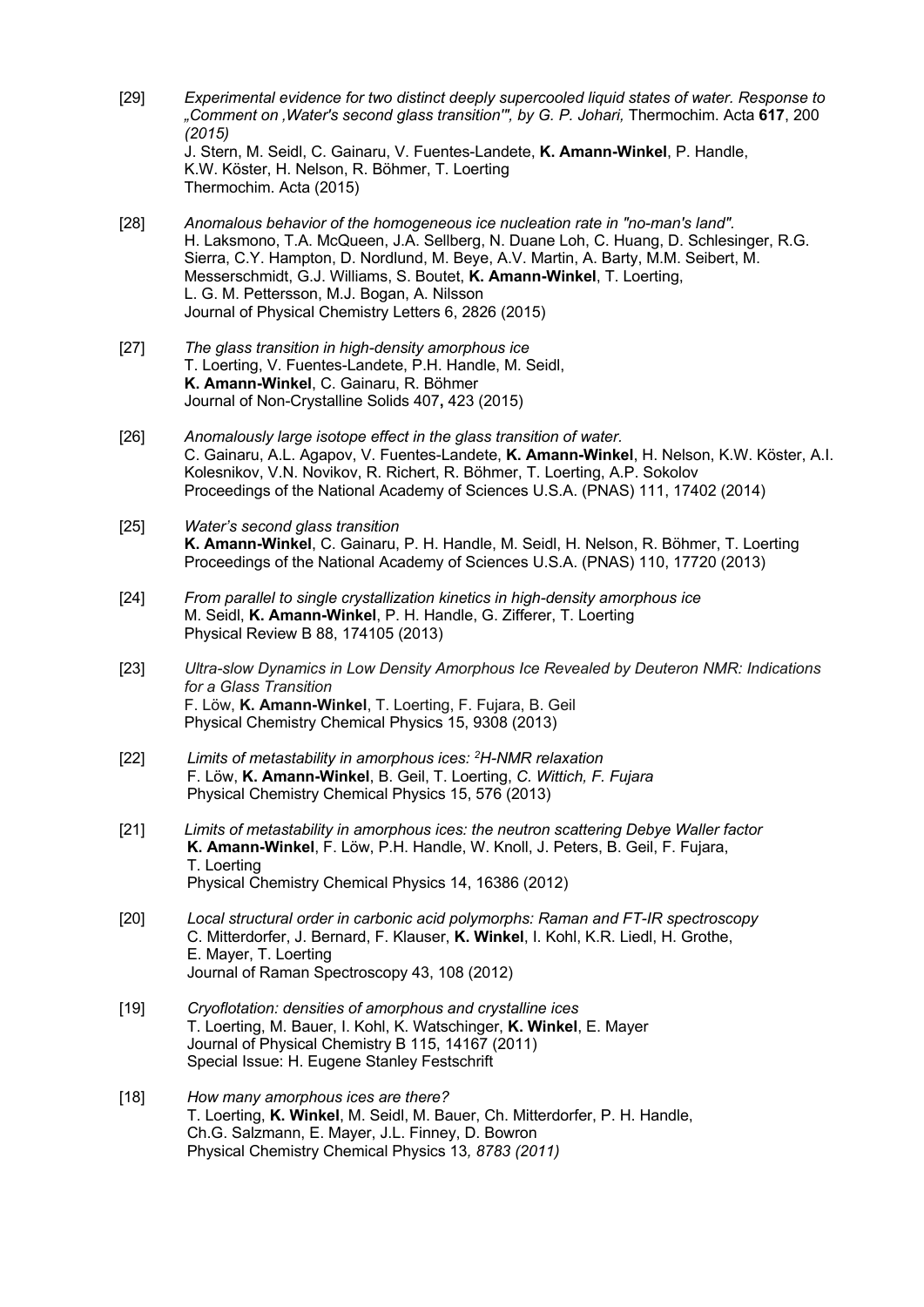[29] *Experimental evidence for two distinct deeply supercooled liquid states of water. Response to „Comment on ‚Water's second glass transition'", by G. P. Johari,* Thermochim. Acta **617**, 200 *(2015)*
J. Stern, M. Seidl, C. Gainaru, V. Fuentes-Landete, **K. Amann-Winkel**, P. Handle, K.W. Köster, H. Nelson, R. Böhmer, T. Loerting
Thermochim. Acta (2015)

[28] *Anomalous behavior of the homogeneous ice nucleation rate in "no-man's land".*
H. Laksmono, T.A. McQueen, J.A. Sellberg, N. Duane Loh, C. Huang, D. Schlesinger, R.G. Sierra, C.Y. Hampton, D. Nordlund, M. Beye, A.V. Martin, A. Barty, M.M. Seibert, M. Messerschmidt, G.J. Williams, S. Boutet, **K. Amann-Winkel**, T. Loerting, L. G. M. Pettersson, M.J. Bogan, A. Nilsson
Journal of Physical Chemistry Letters 6, 2826 (2015)

[27] *The glass transition in high-density amorphous ice*
T. Loerting, V. Fuentes-Landete, P.H. Handle, M. Seidl, **K. Amann-Winkel**, C. Gainaru, R. Böhmer
Journal of Non-Crystalline Solids 407**,** 423 (2015)

[26] *Anomalously large isotope effect in the glass transition of water.*
C. Gainaru, A.L. Agapov, V. Fuentes-Landete, **K. Amann-Winkel**, H. Nelson, K.W. Köster, A.I. Kolesnikov, V.N. Novikov, R. Richert, R. Böhmer, T. Loerting, A.P. Sokolov
Proceedings of the National Academy of Sciences U.S.A. (PNAS) 111, 17402 (2014)

[25] *Water's second glass transition*
**K. Amann-Winkel**, C. Gainaru, P. H. Handle, M. Seidl, H. Nelson, R. Böhmer, T. Loerting
Proceedings of the National Academy of Sciences U.S.A. (PNAS) 110, 17720 (2013)

[24] *From parallel to single crystallization kinetics in high-density amorphous ice*
M. Seidl, **K. Amann-Winkel**, P. H. Handle, G. Zifferer, T. Loerting
Physical Review B 88, 174105 (2013)

[23] *Ultra-slow Dynamics in Low Density Amorphous Ice Revealed by Deuteron NMR: Indications for a Glass Transition*
F. Löw, **K. Amann-Winkel**, T. Loerting, F. Fujara, B. Geil
Physical Chemistry Chemical Physics 15, 9308 (2013)

[22] *Limits of metastability in amorphous ices: $^2$H-NMR relaxation*
F. Löw, **K. Amann-Winkel**, B. Geil, T. Loerting, *C. Wittich, F. Fujara*
Physical Chemistry Chemical Physics 15, 576 (2013)

[21] *Limits of metastability in amorphous ices: the neutron scattering Debye Waller factor*
**K. Amann-Winkel**, F. Löw, P.H. Handle, W. Knoll, J. Peters, B. Geil, F. Fujara, T. Loerting
Physical Chemistry Chemical Physics 14, 16386 (2012)

[20] *Local structural order in carbonic acid polymorphs: Raman and FT-IR spectroscopy*
C. Mitterdorfer, J. Bernard, F. Klauser, **K. Winkel**, I. Kohl, K.R. Liedl, H. Grothe, E. Mayer, T. Loerting
Journal of Raman Spectroscopy 43, 108 (2012)

[19] *Cryoflotation: densities of amorphous and crystalline ices*
T. Loerting, M. Bauer, I. Kohl, K. Watschinger, **K. Winkel**, E. Mayer
Journal of Physical Chemistry B 115, 14167 (2011)
Special Issue: H. Eugene Stanley Festschrift

[18] *How many amorphous ices are there?*
T. Loerting, **K. Winkel**, M. Seidl, M. Bauer, Ch. Mitterdorfer, P. H. Handle, Ch.G. Salzmann, E. Mayer, J.L. Finney, D. Bowron
Physical Chemistry Chemical Physics 13*, 8783 (2011)*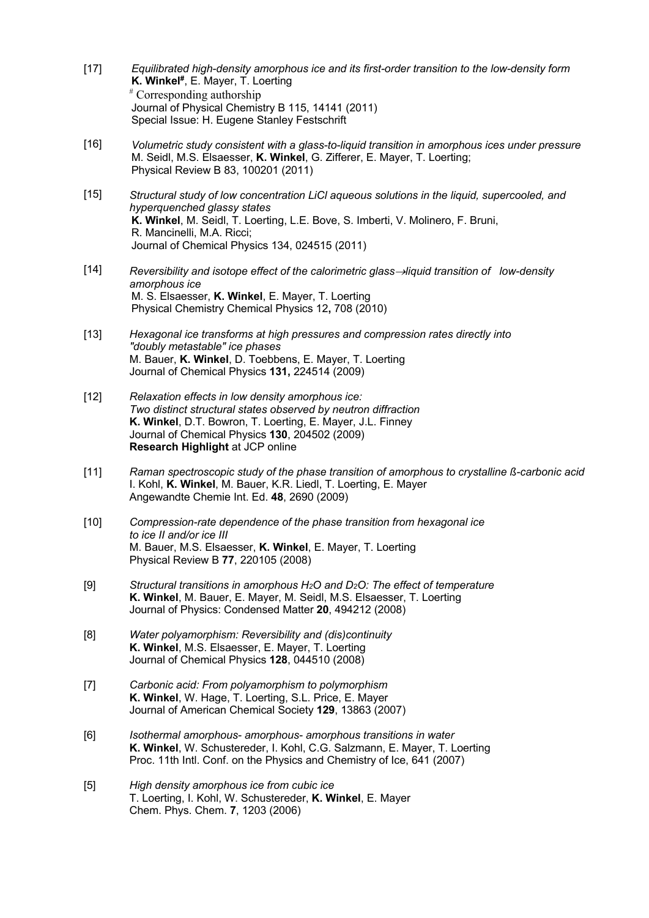[17] *Equilibrated high-density amorphous ice and its first-order transition to the low-density form*
**K. Winkel**[#], E. Mayer, T. Loerting
[#] Corresponding authorship
Journal of Physical Chemistry B 115, 14141 (2011)
Special Issue: H. Eugene Stanley Festschrift

[16] *Volumetric study consistent with a glass-to-liquid transition in amorphous ices under pressure*
M. Seidl, M.S. Elsaesser, **K. Winkel**, G. Zifferer, E. Mayer, T. Loerting;
Physical Review B 83, 100201 (2011)

[15] *Structural study of low concentration LiCl aqueous solutions in the liquid, supercooled, and hyperquenched glassy states*
**K. Winkel**, M. Seidl, T. Loerting, L.E. Bove, S. Imberti, V. Molinero, F. Bruni, R. Mancinelli, M.A. Ricci;
Journal of Chemical Physics 134, 024515 (2011)

[14] *Reversibility and isotope effect of the calorimetric glass→liquid transition of low-density amorphous ice*
M. S. Elsaesser, **K. Winkel**, E. Mayer, T. Loerting
Physical Chemistry Chemical Physics 12**,** 708 (2010)

[13] *Hexagonal ice transforms at high pressures and compression rates directly into "doubly metastable" ice phases*
M. Bauer, **K. Winkel**, D. Toebbens, E. Mayer, T. Loerting
Journal of Chemical Physics **131,** 224514 (2009)

[12] *Relaxation effects in low density amorphous ice: Two distinct structural states observed by neutron diffraction*
**K. Winkel**, D.T. Bowron, T. Loerting, E. Mayer, J.L. Finney
Journal of Chemical Physics **130**, 204502 (2009)
**Research Highlight** at JCP online

[11] *Raman spectroscopic study of the phase transition of amorphous to crystalline ß-carbonic acid*
I. Kohl, **K. Winkel**, M. Bauer, K.R. Liedl, T. Loerting, E. Mayer
Angewandte Chemie Int. Ed. **48**, 2690 (2009)

[10] *Compression-rate dependence of the phase transition from hexagonal ice to ice II and/or ice III*
M. Bauer, M.S. Elsaesser, **K. Winkel**, E. Mayer, T. Loerting
Physical Review B **77**, 220105 (2008)

[9] *Structural transitions in amorphous $H_2O$ and $D_2O$: The effect of temperature*
**K. Winkel**, M. Bauer, E. Mayer, M. Seidl, M.S. Elsaesser, T. Loerting
Journal of Physics: Condensed Matter **20**, 494212 (2008)

[8] *Water polyamorphism: Reversibility and (dis)continuity*
**K. Winkel**, M.S. Elsaesser, E. Mayer, T. Loerting
Journal of Chemical Physics **128**, 044510 (2008)

[7] *Carbonic acid: From polyamorphism to polymorphism*
**K. Winkel**, W. Hage, T. Loerting, S.L. Price, E. Mayer
Journal of American Chemical Society **129**, 13863 (2007)

[6] *Isothermal amorphous- amorphous- amorphous transitions in water*
**K. Winkel**, W. Schustereder, I. Kohl, C.G. Salzmann, E. Mayer, T. Loerting
Proc. 11th Intl. Conf. on the Physics and Chemistry of Ice, 641 (2007)

[5] *High density amorphous ice from cubic ice*
T. Loerting, I. Kohl, W. Schustereder, **K. Winkel**, E. Mayer
Chem. Phys. Chem. **7**, 1203 (2006)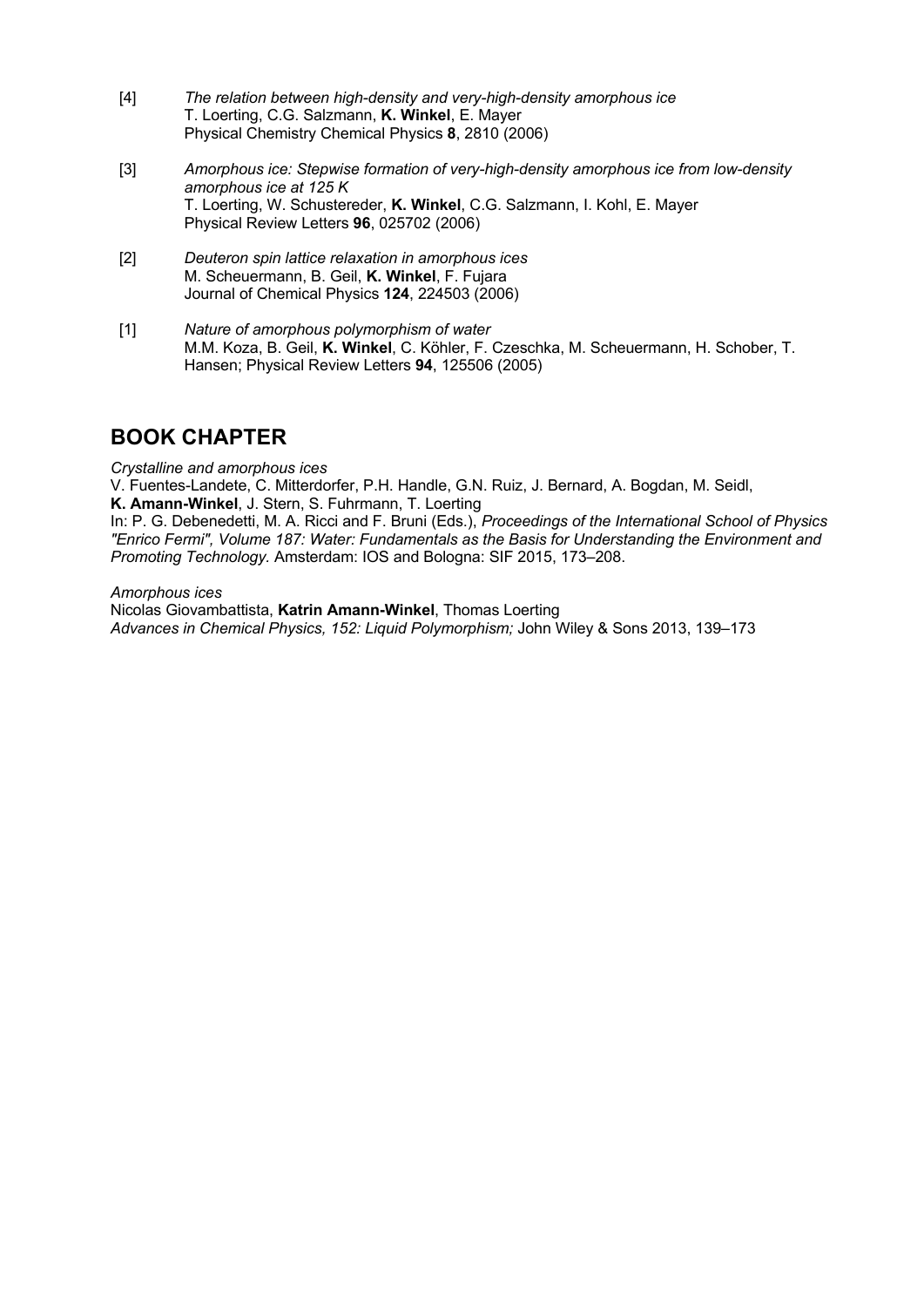[4] *The relation between high-density and very-high-density amorphous ice*
T. Loerting, C.G. Salzmann, **K. Winkel**, E. Mayer
Physical Chemistry Chemical Physics **8**, 2810 (2006)

[3] *Amorphous ice: Stepwise formation of very-high-density amorphous ice from low-density amorphous ice at 125 K*
T. Loerting, W. Schustereder, **K. Winkel**, C.G. Salzmann, I. Kohl, E. Mayer
Physical Review Letters **96**, 025702 (2006)

[2] *Deuteron spin lattice relaxation in amorphous ices*
M. Scheuermann, B. Geil, **K. Winkel**, F. Fujara
Journal of Chemical Physics **124**, 224503 (2006)

[1] *Nature of amorphous polymorphism of water*
M.M. Koza, B. Geil, **K. Winkel**, C. Köhler, F. Czeschka, M. Scheuermann, H. Schober, T. Hansen; Physical Review Letters **94**, 125506 (2005)

## BOOK CHAPTER

*Crystalline and amorphous ices*
V. Fuentes-Landete, C. Mitterdorfer, P.H. Handle, G.N. Ruiz, J. Bernard, A. Bogdan, M. Seidl, **K. Amann-Winkel**, J. Stern, S. Fuhrmann, T. Loerting
In: P. G. Debenedetti, M. A. Ricci and F. Bruni (Eds.), *Proceedings of the International School of Physics "Enrico Fermi", Volume 187: Water: Fundamentals as the Basis for Understanding the Environment and Promoting Technology.* Amsterdam: IOS and Bologna: SIF 2015, 173–208.

*Amorphous ices*
Nicolas Giovambattista, **Katrin Amann-Winkel**, Thomas Loerting
*Advances in Chemical Physics, 152: Liquid Polymorphism;* John Wiley & Sons 2013, 139–173